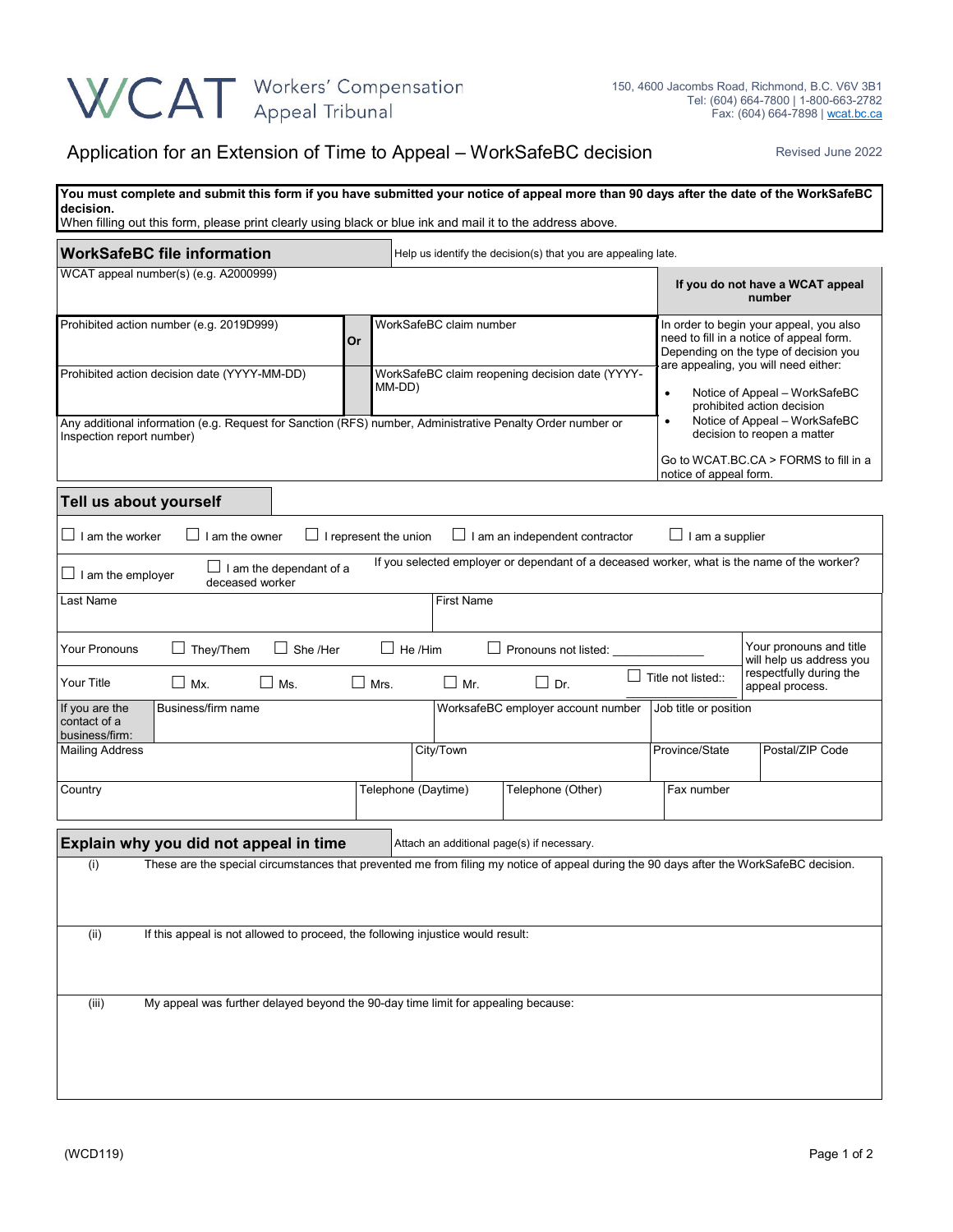WCAT Workers' Compensation Appeal Tribunal

150, 4600 Jacombs Road, Richmond, B.C. V6V 3B1
Tel: (604) 664-7800 | 1-800-663-2782
Fax: (604) 664-7898 | wcat.bc.ca

# Application for an Extension of Time to Appeal – WorkSafeBC decision

Revised June 2022

**You must complete and submit this form if you have submitted your notice of appeal more than 90 days after the date of the WorkSafeBC decision.**
When filling out this form, please print clearly using black or blue ink and mail it to the address above.

## WorkSafeBC file information

Help us identify the decision(s) that you are appealing late.

WCAT appeal number(s) (e.g. A2000999)

| Prohibited action number (e.g. 2019D999) | Or | WorkSafeBC claim number |
|---|---|---|
| Prohibited action decision date (YYYY-MM-DD) | | WorkSafeBC claim reopening decision date (YYYY-MM-DD) |

Any additional information (e.g. Request for Sanction (RFS) number, Administrative Penalty Order number or Inspection report number)

**If you do not have a WCAT appeal number**

In order to begin your appeal, you also need to fill in a notice of appeal form. Depending on the type of decision you are appealing, you will need either:

- Notice of Appeal – WorkSafeBC prohibited action decision
- Notice of Appeal – WorkSafeBC decision to reopen a matter

Go to WCAT.BC.CA > FORMS to fill in a notice of appeal form.

## Tell us about yourself

☐ I am the worker ☐ I am the owner ☐ I represent the union ☐ I am an independent contractor ☐ I am a supplier

☐ I am the employer ☐ I am the dependant of a deceased worker

If you selected employer or dependant of a deceased worker, what is the name of the worker?

| Last Name | First Name |
|---|---|
| | |

Your Pronouns ☐ They/Them ☐ She /Her ☐ He /Him ☐ Pronouns not listed: ___________

Your Title ☐ Mx. ☐ Ms. ☐ Mrs. ☐ Mr. ☐ Dr. ☐ Title not listed:: ___________

Your pronouns and title will help us address you respectfully during the appeal process.

| If you are the contact of a business/firm: | Business/firm name | WorksafeBC employer account number | Job title or position |
|---|---|---|---|
| | | | |

| Mailing Address | City/Town | Province/State | Postal/ZIP Code |
|---|---|---|---|
| | | | |

| Country | Telephone (Daytime) | Telephone (Other) | Fax number |
|---|---|---|---|
| | | | |

## Explain why you did not appeal in time

Attach an additional page(s) if necessary.

(i) These are the special circumstances that prevented me from filing my notice of appeal during the 90 days after the WorkSafeBC decision.

(ii) If this appeal is not allowed to proceed, the following injustice would result:

(iii) My appeal was further delayed beyond the 90-day time limit for appealing because:

(WCD119)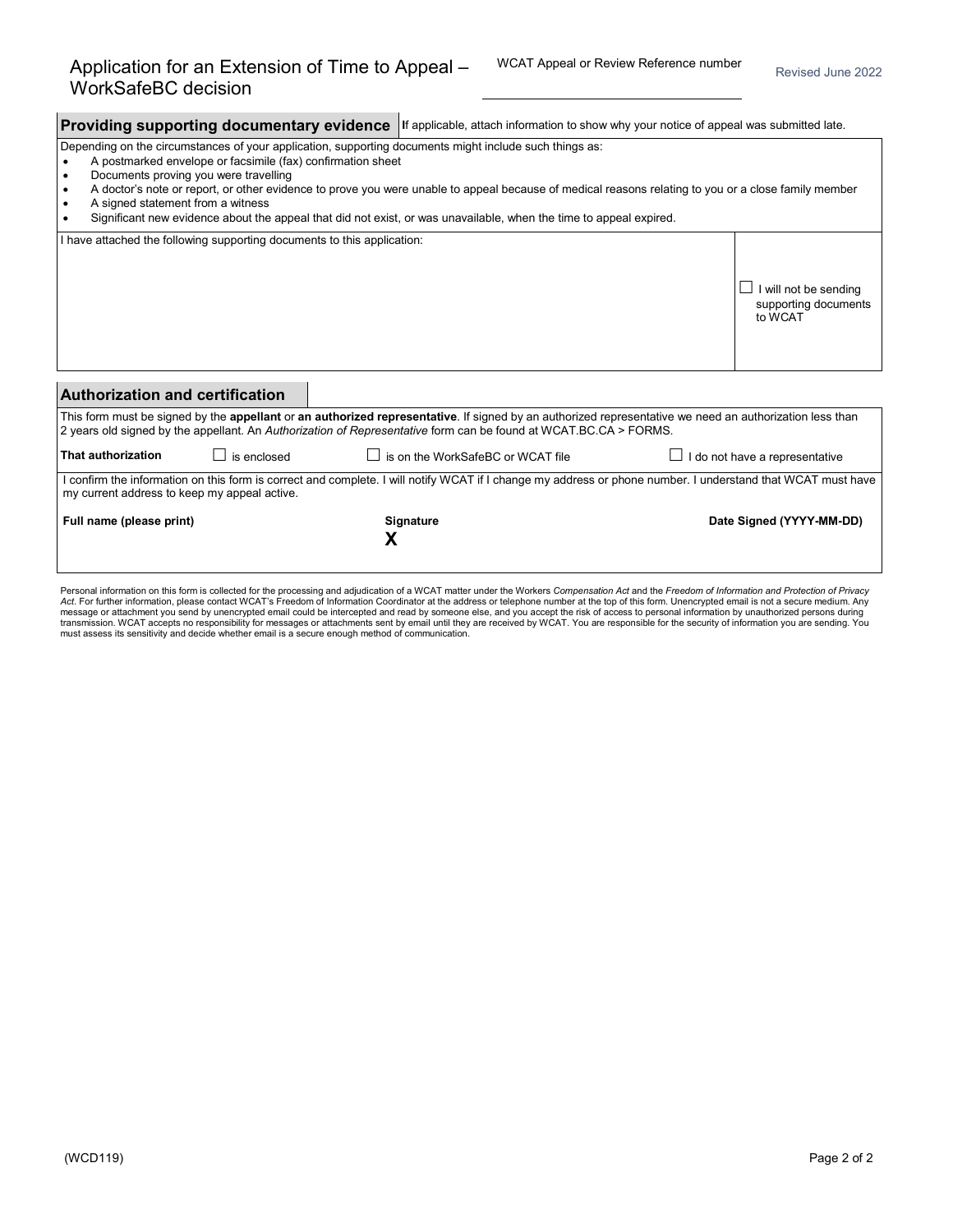# Application for an Extension of Time to Appeal – WorkSafeBC decision

WCAT Appeal or Review Reference number

Revised June 2022

## Providing supporting documentary evidence

If applicable, attach information to show why your notice of appeal was submitted late.

Depending on the circumstances of your application, supporting documents might include such things as:

- A postmarked envelope or facsimile (fax) confirmation sheet
- Documents proving you were travelling
- A doctor's note or report, or other evidence to prove you were unable to appeal because of medical reasons relating to you or a close family member
- A signed statement from a witness
- Significant new evidence about the appeal that did not exist, or was unavailable, when the time to appeal expired.

I have attached the following supporting documents to this application:

☐ I will not be sending supporting documents to WCAT

## Authorization and certification

This form must be signed by the **appellant** or **an authorized representative**. If signed by an authorized representative we need an authorization less than 2 years old signed by the appellant. An *Authorization of Representative* form can be found at WCAT.BC.CA > FORMS.

**That authorization** ☐ is enclosed ☐ is on the WorkSafeBC or WCAT file ☐ I do not have a representative

I confirm the information on this form is correct and complete. I will notify WCAT if I change my address or phone number. I understand that WCAT must have my current address to keep my appeal active.

| Full name (please print) | Signature | Date Signed (YYYY-MM-DD) |
| --- | --- | --- |
| | **X** | |

Personal information on this form is collected for the processing and adjudication of a WCAT matter under the Workers *Compensation Act* and the *Freedom of Information and Protection of Privacy Act*. For further information, please contact WCAT's Freedom of Information Coordinator at the address or telephone number at the top of this form. Unencrypted email is not a secure medium. Any message or attachment you send by unencrypted email could be intercepted and read by someone else, and you accept the risk of access to personal information by unauthorized persons during transmission. WCAT accepts no responsibility for messages or attachments sent by email until they are received by WCAT. You are responsible for the security of information you are sending. You must assess its sensitivity and decide whether email is a secure enough method of communication.

(WCD119)